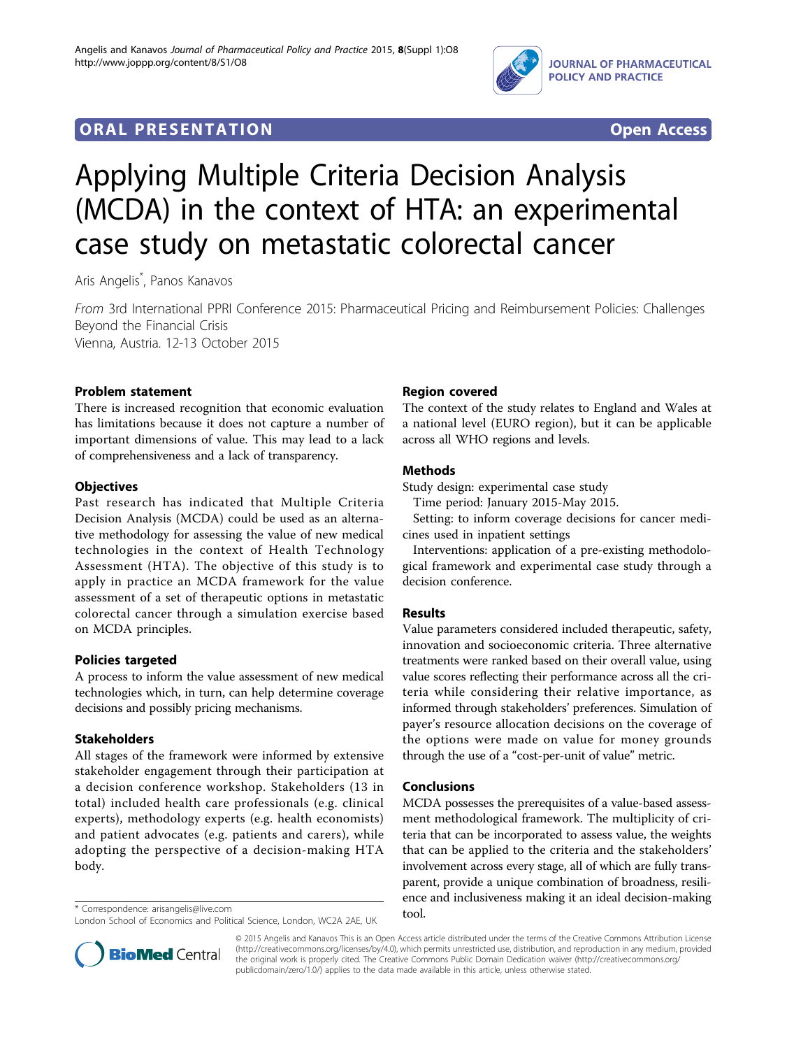ORAL PRESENTATION Open Access

# Applying Multiple Criteria Decision Analysis (MCDA) in the context of HTA: an experimental case study on metastatic colorectal cancer

Aris Angelis*, Panos Kanavos

*From* 3rd International PPRI Conference 2015: Pharmaceutical Pricing and Reimbursement Policies: Challenges Beyond the Financial Crisis
Vienna, Austria. 12-13 October 2015

## Problem statement

There is increased recognition that economic evaluation has limitations because it does not capture a number of important dimensions of value. This may lead to a lack of comprehensiveness and a lack of transparency.

## Objectives

Past research has indicated that Multiple Criteria Decision Analysis (MCDA) could be used as an alternative methodology for assessing the value of new medical technologies in the context of Health Technology Assessment (HTA). The objective of this study is to apply in practice an MCDA framework for the value assessment of a set of therapeutic options in metastatic colorectal cancer through a simulation exercise based on MCDA principles.

## Policies targeted

A process to inform the value assessment of new medical technologies which, in turn, can help determine coverage decisions and possibly pricing mechanisms.

## Stakeholders

All stages of the framework were informed by extensive stakeholder engagement through their participation at a decision conference workshop. Stakeholders (13 in total) included health care professionals (e.g. clinical experts), methodology experts (e.g. health economists) and patient advocates (e.g. patients and carers), while adopting the perspective of a decision-making HTA body.

## Region covered

The context of the study relates to England and Wales at a national level (EURO region), but it can be applicable across all WHO regions and levels.

## Methods

Study design: experimental case study

Time period: January 2015-May 2015.

Setting: to inform coverage decisions for cancer medicines used in inpatient settings

Interventions: application of a pre-existing methodological framework and experimental case study through a decision conference.

## Results

Value parameters considered included therapeutic, safety, innovation and socioeconomic criteria. Three alternative treatments were ranked based on their overall value, using value scores reflecting their performance across all the criteria while considering their relative importance, as informed through stakeholders' preferences. Simulation of payer's resource allocation decisions on the coverage of the options were made on value for money grounds through the use of a "cost-per-unit of value" metric.

## Conclusions

MCDA possesses the prerequisites of a value-based assessment methodological framework. The multiplicity of criteria that can be incorporated to assess value, the weights that can be applied to the criteria and the stakeholders' involvement across every stage, all of which are fully transparent, provide a unique combination of broadness, resilience and inclusiveness making it an ideal decision-making tool.

* Correspondence: arisangelis@live.com
London School of Economics and Political Science, London, WC2A 2AE, UK

© 2015 Angelis and Kanavos This is an Open Access article distributed under the terms of the Creative Commons Attribution License (http://creativecommons.org/licenses/by/4.0), which permits unrestricted use, distribution, and reproduction in any medium, provided the original work is properly cited. The Creative Commons Public Domain Dedication waiver (http://creativecommons.org/publicdomain/zero/1.0/) applies to the data made available in this article, unless otherwise stated.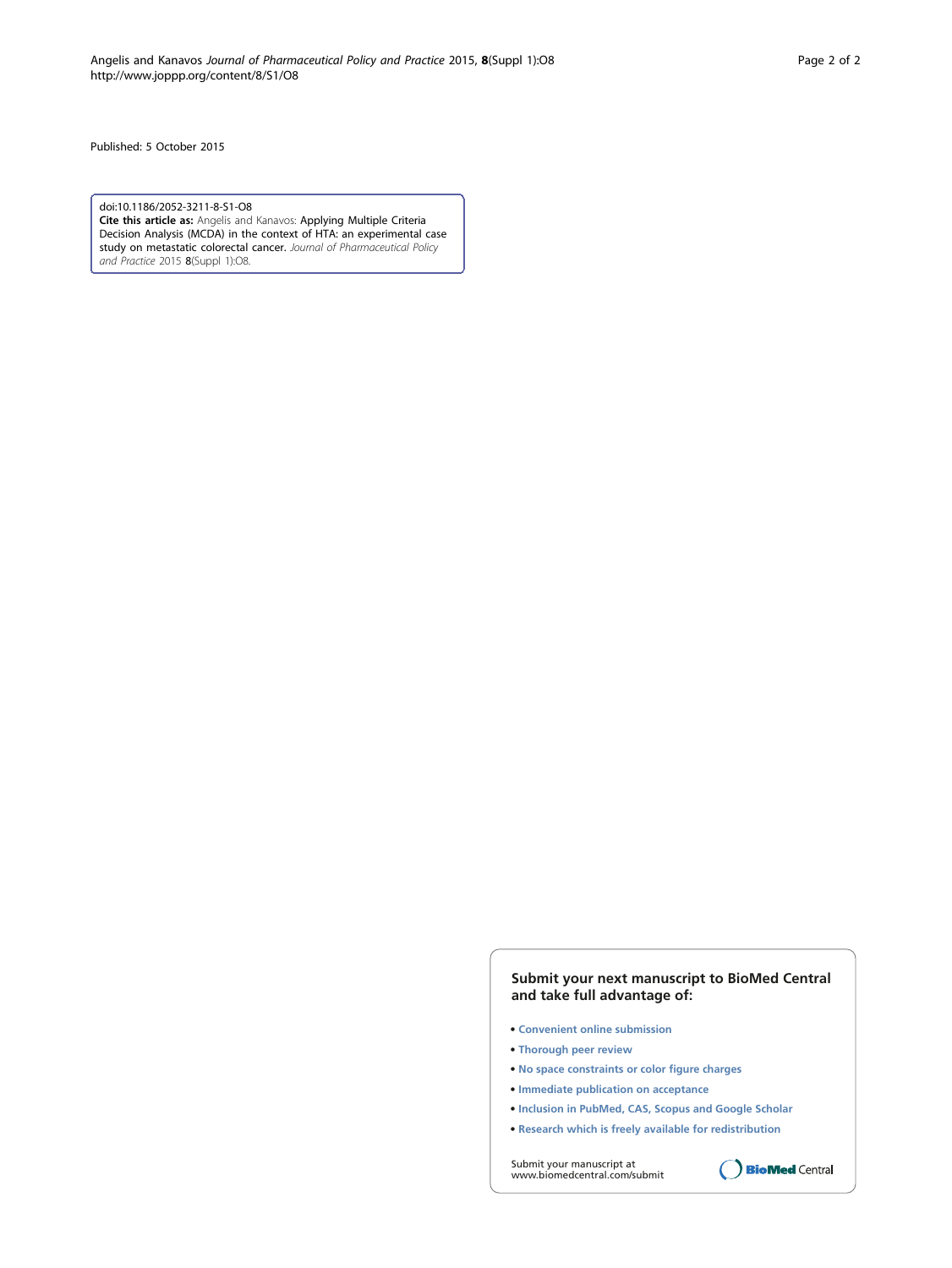Published: 5 October 2015

doi:10.1186/2052-3211-8-S1-O8
**Cite this article as:** Angelis and Kanavos: Applying Multiple Criteria Decision Analysis (MCDA) in the context of HTA: an experimental case study on metastatic colorectal cancer. *Journal of Pharmaceutical Policy and Practice* 2015 **8**(Suppl 1):O8.

**Submit your next manuscript to BioMed Central and take full advantage of:**

- **Convenient online submission**
- **Thorough peer review**
- **No space constraints or color figure charges**
- **Immediate publication on acceptance**
- **Inclusion in PubMed, CAS, Scopus and Google Scholar**
- **Research which is freely available for redistribution**

Submit your manuscript at
www.biomedcentral.com/submit

BioMed Central